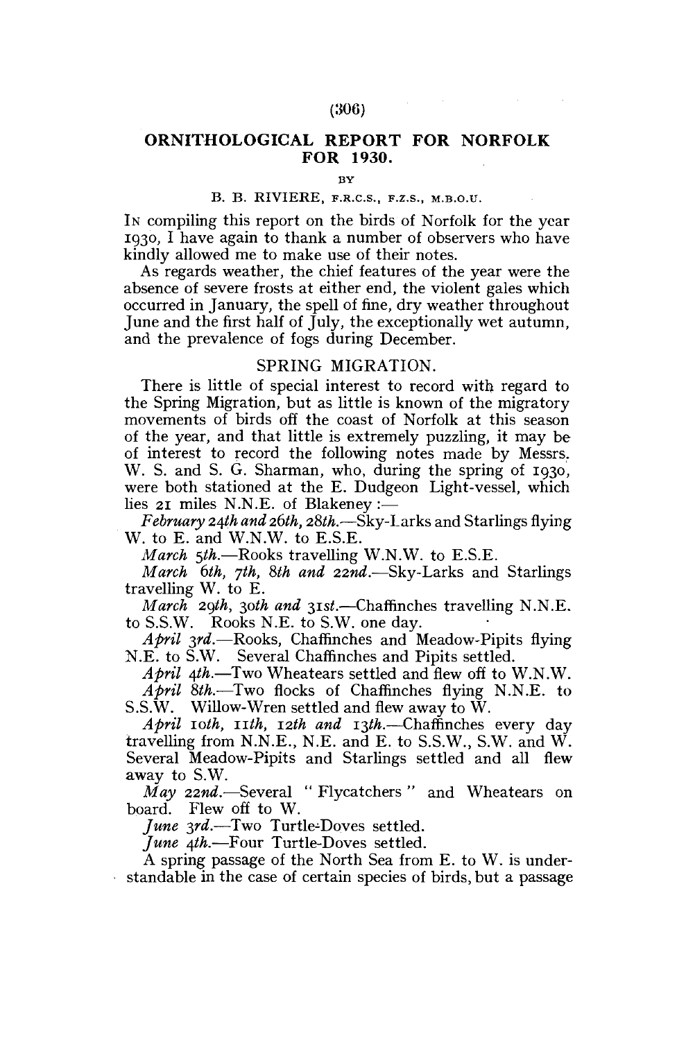# ORNITHOLOGICAL REPORT FOR NORFOLK FOR 1930.

BY

B. B. RIVIERE, F.R.C.S., F.Z.S., M.B.O.U.

In compiling this report on the birds of Norfolk for the year 1930, I have again to thank a number of observers who have kindly allowed me to make use of their notes.

As regards weather, the chief features of the year were the absence of severe frosts at either end, the violent gales which occurred in January, the spell of fine, dry weather throughout June and the first half of July, the exceptionally wet autumn, and the prevalence of fogs during December.

## SPRING MIGRATION.

There is little of special interest to record with regard to the Spring Migration, but as little is known of the migratory movements of birds off the coast of Norfolk at this season of the year, and that little is extremely puzzling, it may be of interest to record the following notes made by Messrs. W. S. and S. G. Sharman, who, during the spring of 1930, were both stationed at the E. Dudgeon Light-vessel, which lies 21 miles N.N.E. of Blakeney :—

*February 24th and 26th, 28th.*—Sky-Larks and Starlings flying W. to E. and W.N.W. to E.S.E.

*March 5th.*—Rooks travelling W.N.W. to E.S.E.

*March 6th, 7th, 8th and 22nd.*—Sky-Larks and Starlings travelling W. to E.

*March 29th, 30th and 31st.*—Chaffinches travelling N.N.E. to S.S.W. Rooks N.E. to S.W. one day.

*April 3rd.*—Rooks, Chaffinches and Meadow-Pipits flying N.E. to S.W. Several Chaffinches and Pipits settled.

*April 4th.*—Two Wheatears settled and flew off to W.N.W.

*April 8th.*—Two flocks of Chaffinches flying N.N.E. to S.S.W. Willow-Wren settled and flew away to W.

*April 10th, 11th, 12th and 13th.*—Chaffinches every day travelling from N.N.E., N.E. and E. to S.S.W., S.W. and W. Several Meadow-Pipits and Starlings settled and all flew away to S.W.

*May 22nd.*—Several " Flycatchers " and Wheatears on board. Flew off to W.

*June 3rd.*—Two Turtle-Doves settled.

*June 4th.*—Four Turtle-Doves settled.

A spring passage of the North Sea from E. to W. is understandable in the case of certain species of birds, but a passage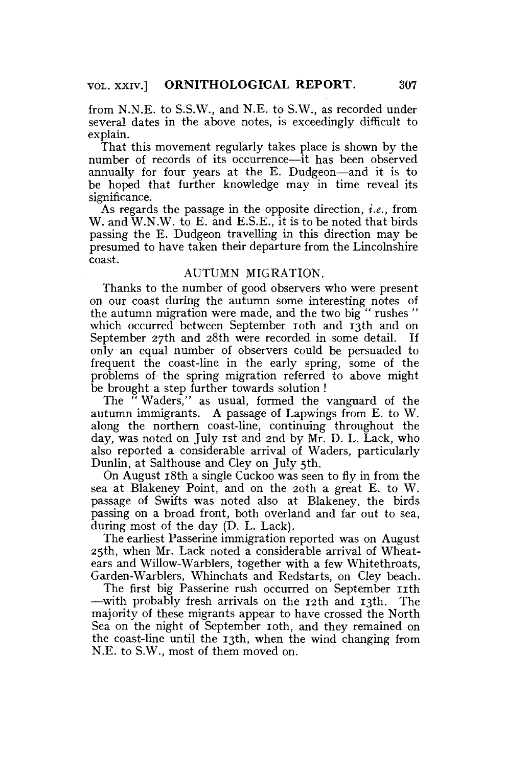from N.N.E. to S.S.W., and N.E. to S.W., as recorded under several dates in the above notes, is exceedingly difficult to explain.

That this movement regularly takes place is shown by the number of records of its occurrence—it has been observed annually for four years at the E. Dudgeon—and it is to be hoped that further knowledge may in time reveal its significance.

As regards the passage in the opposite direction, *i.e.*, from W. and W.N.W. to E. and E.S.E., it is to be noted that birds passing the E. Dudgeon travelling in this direction may be presumed to have taken their departure from the Lincolnshire coast.

## AUTUMN MIGRATION.

Thanks to the number of good observers who were present on our coast during the autumn some interesting notes of the autumn migration were made, and the two big "rushes" which occurred between September 10th and 13th and on September 27th and 28th were recorded in some detail. If only an equal number of observers could be persuaded to frequent the coast-line in the early spring, some of the problems of the spring migration referred to above might be brought a step further towards solution!

The "Waders," as usual, formed the vanguard of the autumn immigrants. A passage of Lapwings from E. to W. along the northern coast-line, continuing throughout the day, was noted on July 1st and 2nd by Mr. D. L. Lack, who also reported a considerable arrival of Waders, particularly Dunlin, at Salthouse and Cley on July 5th.

On August 18th a single Cuckoo was seen to fly in from the sea at Blakeney Point, and on the 20th a great E. to W. passage of Swifts was noted also at Blakeney, the birds passing on a broad front, both overland and far out to sea, during most of the day (D. L. Lack).

The earliest Passerine immigration reported was on August 25th, when Mr. Lack noted a considerable arrival of Wheatears and Willow-Warblers, together with a few Whitethroats, Garden-Warblers, Whinchats and Redstarts, on Cley beach.

The first big Passerine rush occurred on September 11th—with probably fresh arrivals on the 12th and 13th. The majority of these migrants appear to have crossed the North Sea on the night of September 10th, and they remained on the coast-line until the 13th, when the wind changing from N.E. to S.W., most of them moved on.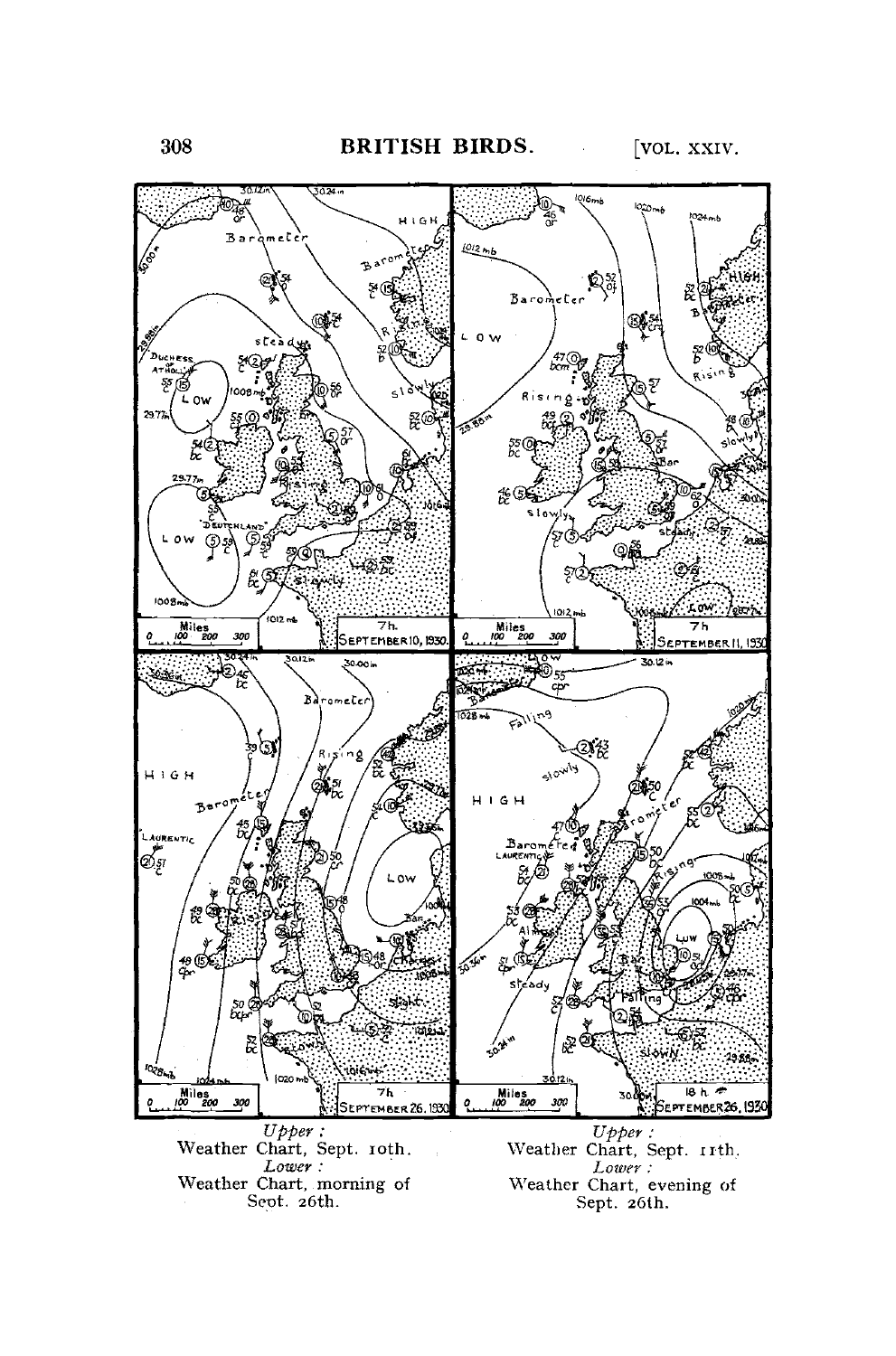*Upper*:
Weather Chart, Sept. 10th.
*Lower*:
Weather Chart, morning of Sept. 26th.

*Upper*:
Weather Chart, Sept. 11th.
*Lower*:
Weather Chart, evening of Sept. 26th.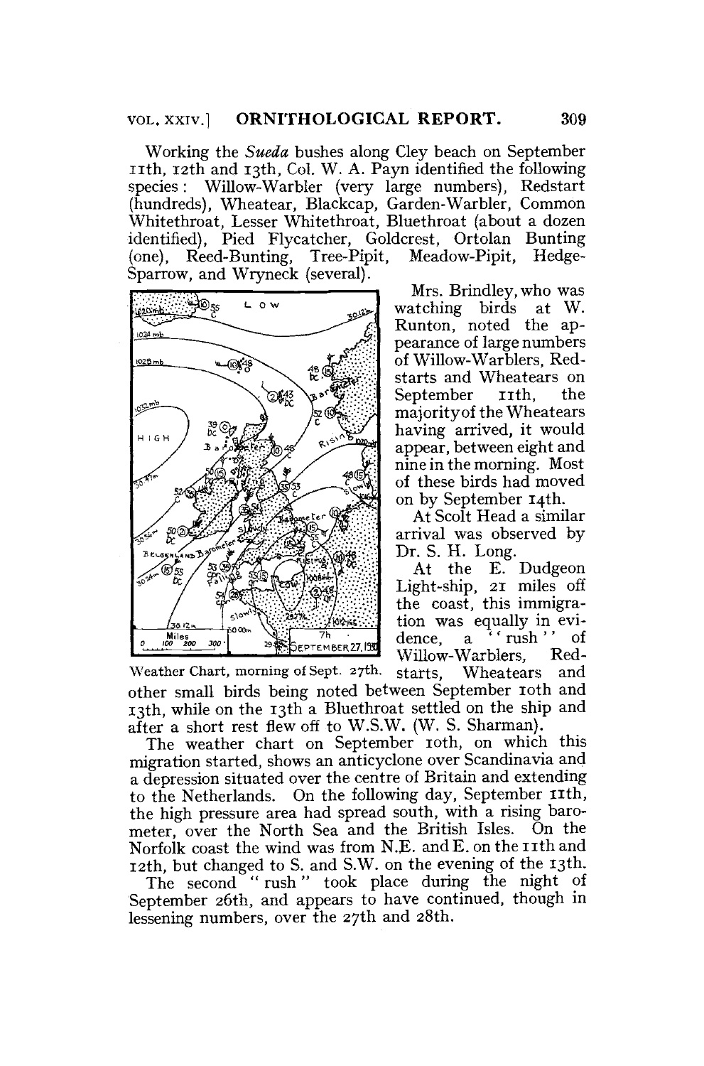Working the *Sueda* bushes along Cley beach on September 11th, 12th and 13th, Col. W. A. Payn identified the following species: Willow-Warbler (very large numbers), Redstart (hundreds), Wheatear, Blackcap, Garden-Warbler, Common Whitethroat, Lesser Whitethroat, Bluethroat (about a dozen identified), Pied Flycatcher, Goldcrest, Ortolan Bunting (one), Reed-Bunting, Tree-Pipit, Meadow-Pipit, Hedge-Sparrow, and Wryneck (several).

Weather Chart, morning of Sept. 27th.

Mrs. Brindley, who was watching birds at W. Runton, noted the appearance of large numbers of Willow-Warblers, Redstarts and Wheatears on September 11th, the majority of the Wheatears having arrived, it would appear, between eight and nine in the morning. Most of these birds had moved on by September 14th.

At Scolt Head a similar arrival was observed by Dr. S. H. Long.

At the E. Dudgeon Light-ship, 21 miles off the coast, this immigration was equally in evidence, a "rush" of Willow-Warblers, Redstarts, Wheatears and other small birds being noted between September 10th and 13th, while on the 13th a Bluethroat settled on the ship and after a short rest flew off to W.S.W. (W. S. Sharman).

The weather chart on September 10th, on which this migration started, shows an anticyclone over Scandinavia and a depression situated over the centre of Britain and extending to the Netherlands. On the following day, September 11th, the high pressure area had spread south, with a rising barometer, over the North Sea and the British Isles. On the Norfolk coast the wind was from N.E. and E. on the 11th and 12th, but changed to S. and S.W. on the evening of the 13th.

The second "rush" took place during the night of September 26th, and appears to have continued, though in lessening numbers, over the 27th and 28th.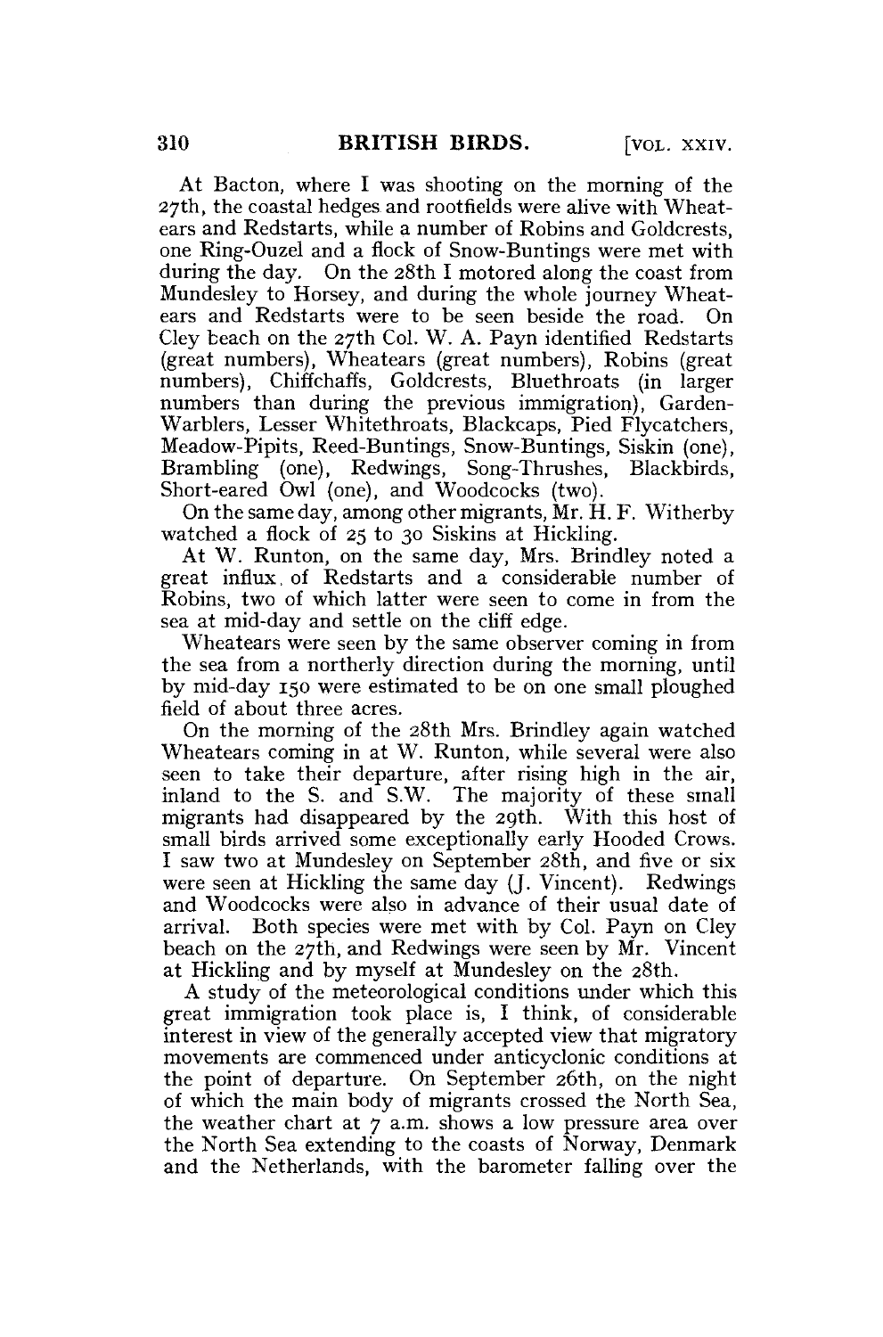At Bacton, where I was shooting on the morning of the 27th, the coastal hedges and rootfields were alive with Wheatears and Redstarts, while a number of Robins and Goldcrests, one Ring-Ouzel and a flock of Snow-Buntings were met with during the day. On the 28th I motored along the coast from Mundesley to Horsey, and during the whole journey Wheatears and Redstarts were to be seen beside the road. On Cley beach on the 27th Col. W. A. Payn identified Redstarts (great numbers), Wheatears (great numbers), Robins (great numbers), Chiffchaffs, Goldcrests, Bluethroats (in larger numbers than during the previous immigration), Garden-Warblers, Lesser Whitethroats, Blackcaps, Pied Flycatchers, Meadow-Pipits, Reed-Buntings, Snow-Buntings, Siskin (one), Brambling (one), Redwings, Song-Thrushes, Blackbirds, Short-eared Owl (one), and Woodcocks (two).

On the same day, among other migrants, Mr. H. F. Witherby watched a flock of 25 to 30 Siskins at Hickling.

At W. Runton, on the same day, Mrs. Brindley noted a great influx of Redstarts and a considerable number of Robins, two of which latter were seen to come in from the sea at mid-day and settle on the cliff edge.

Wheatears were seen by the same observer coming in from the sea from a northerly direction during the morning, until by mid-day 150 were estimated to be on one small ploughed field of about three acres.

On the morning of the 28th Mrs. Brindley again watched Wheatears coming in at W. Runton, while several were also seen to take their departure, after rising high in the air, inland to the S. and S.W. The majority of these small migrants had disappeared by the 29th. With this host of small birds arrived some exceptionally early Hooded Crows. I saw two at Mundesley on September 28th, and five or six were seen at Hickling the same day (J. Vincent). Redwings and Woodcocks were also in advance of their usual date of arrival. Both species were met with by Col. Payn on Cley beach on the 27th, and Redwings were seen by Mr. Vincent at Hickling and by myself at Mundesley on the 28th.

A study of the meteorological conditions under which this great immigration took place is, I think, of considerable interest in view of the generally accepted view that migratory movements are commenced under anticyclonic conditions at the point of departure. On September 26th, on the night of which the main body of migrants crossed the North Sea, the weather chart at 7 a.m. shows a low pressure area over the North Sea extending to the coasts of Norway, Denmark and the Netherlands, with the barometer falling over the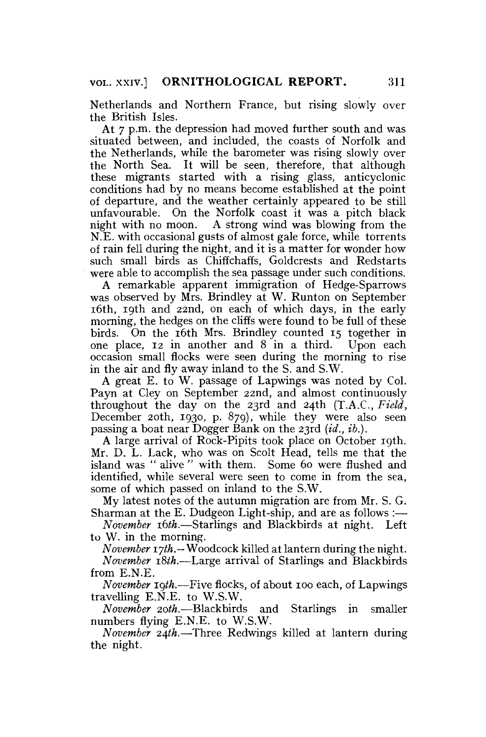Netherlands and Northern France, but rising slowly over the British Isles.

At 7 p.m. the depression had moved further south and was situated between, and included, the coasts of Norfolk and the Netherlands, while the barometer was rising slowly over the North Sea. It will be seen, therefore, that although these migrants started with a rising glass, anticyclonic conditions had by no means become established at the point of departure, and the weather certainly appeared to be still unfavourable. On the Norfolk coast it was a pitch black night with no moon. A strong wind was blowing from the N.E. with occasional gusts of almost gale force, while torrents of rain fell during the night, and it is a matter for wonder how such small birds as Chiffchaffs, Goldcrests and Redstarts were able to accomplish the sea passage under such conditions.

A remarkable apparent immigration of Hedge-Sparrows was observed by Mrs. Brindley at W. Runton on September 16th, 19th and 22nd, on each of which days, in the early morning, the hedges on the cliffs were found to be full of these birds. On the 16th Mrs. Brindley counted 15 together in one place, 12 in another and 8 in a third. Upon each occasion small flocks were seen during the morning to rise in the air and fly away inland to the S. and S.W.

A great E. to W. passage of Lapwings was noted by Col. Payn at Cley on September 22nd, and almost continuously throughout the day on the 23rd and 24th (T.A.C., *Field*, December 20th, 1930, p. 879), while they were also seen passing a boat near Dogger Bank on the 23rd (*id.*, *ib.*).

A large arrival of Rock-Pipits took place on October 19th. Mr. D. L. Lack, who was on Scolt Head, tells me that the island was " alive " with them. Some 60 were flushed and identified, while several were seen to come in from the sea, some of which passed on inland to the S.W.

My latest notes of the autumn migration are from Mr. S. G. Sharman at the E. Dudgeon Light-ship, and are as follows :—

*November 16th.*—Starlings and Blackbirds at night. Left to W. in the morning.

*November 17th.*—Woodcock killed at lantern during the night.

*November 18th.*—Large arrival of Starlings and Blackbirds from E.N.E.

*November 19th.*—Five flocks, of about 100 each, of Lapwings travelling E.N.E. to W.S.W.

*November 20th.*—Blackbirds and Starlings in smaller numbers flying E.N.E. to W.S.W.

*November 24th.*—Three Redwings killed at lantern during the night.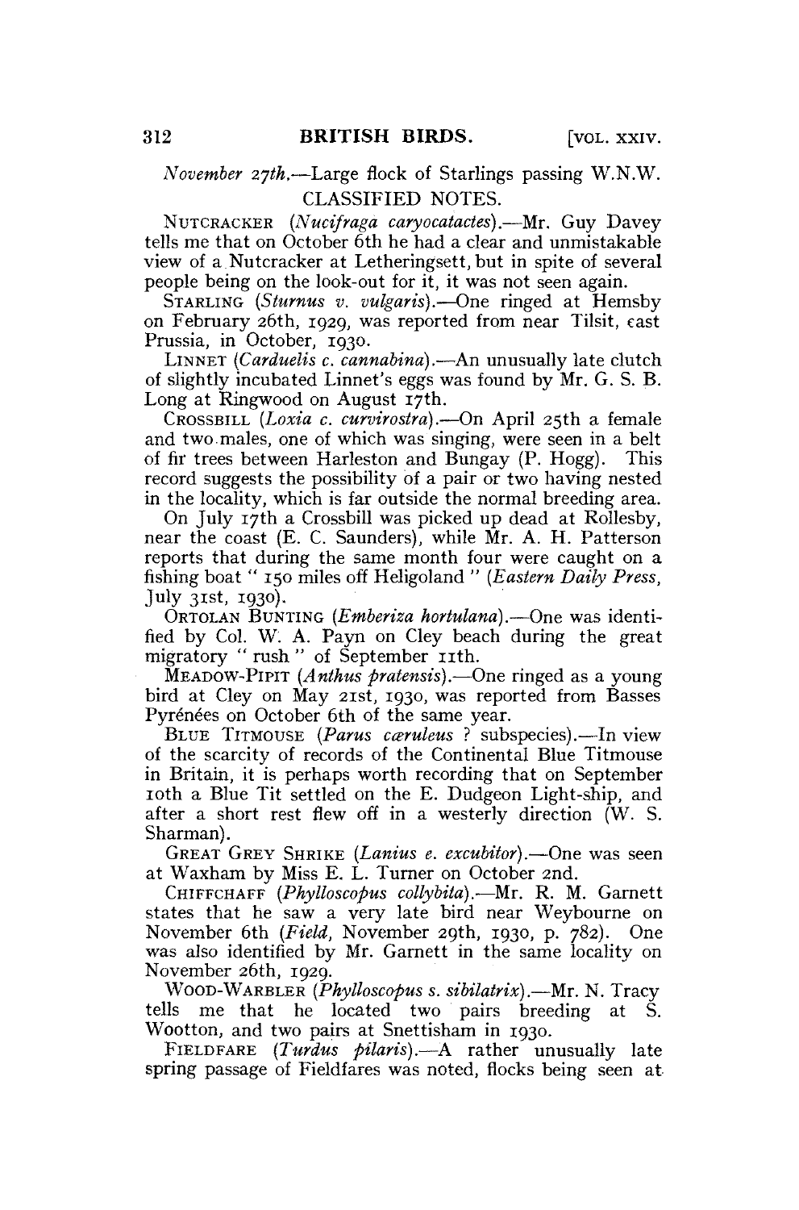*November 27th.*—Large flock of Starlings passing W.N.W.

## CLASSIFIED NOTES.

NUTCRACKER (*Nucifraga caryocatactes*).—Mr. Guy Davey tells me that on October 6th he had a clear and unmistakable view of a Nutcracker at Letheringsett, but in spite of several people being on the look-out for it, it was not seen again.

STARLING (*Sturnus v. vulgaris*).—One ringed at Hemsby on February 26th, 1929, was reported from near Tilsit, east Prussia, in October, 1930.

LINNET (*Carduelis c. cannabina*).—An unusually late clutch of slightly incubated Linnet's eggs was found by Mr. G. S. B. Long at Ringwood on August 17th.

CROSSBILL (*Loxia c. curvirostra*).—On April 25th a female and two males, one of which was singing, were seen in a belt of fir trees between Harleston and Bungay (P. Hogg). This record suggests the possibility of a pair or two having nested in the locality, which is far outside the normal breeding area.

On July 17th a Crossbill was picked up dead at Rollesby, near the coast (E. C. Saunders), while Mr. A. H. Patterson reports that during the same month four were caught on a fishing boat "150 miles off Heligoland" (*Eastern Daily Press*, July 31st, 1930).

ORTOLAN BUNTING (*Emberiza hortulana*).—One was identified by Col. W. A. Payn on Cley beach during the great migratory "rush" of September 11th.

MEADOW-PIPIT (*Anthus pratensis*).—One ringed as a young bird at Cley on May 21st, 1930, was reported from Basses Pyrénées on October 6th of the same year.

BLUE TITMOUSE (*Parus cæruleus* ? subspecies).—In view of the scarcity of records of the Continental Blue Titmouse in Britain, it is perhaps worth recording that on September 10th a Blue Tit settled on the E. Dudgeon Light-ship, and after a short rest flew off in a westerly direction (W. S. Sharman).

GREAT GREY SHRIKE (*Lanius e. excubitor*).—One was seen at Waxham by Miss E. L. Turner on October 2nd.

CHIFFCHAFF (*Phylloscopus collybita*).—Mr. R. M. Garnett states that he saw a very late bird near Weybourne on November 6th (*Field*, November 29th, 1930, p. 782). One was also identified by Mr. Garnett in the same locality on November 26th, 1929.

WOOD-WARBLER (*Phylloscopus s. sibilatrix*).—Mr. N. Tracy tells me that he located two pairs breeding at S. Wootton, and two pairs at Snettisham in 1930.

FIELDFARE (*Turdus pilaris*).—A rather unusually late spring passage of Fieldfares was noted, flocks being seen at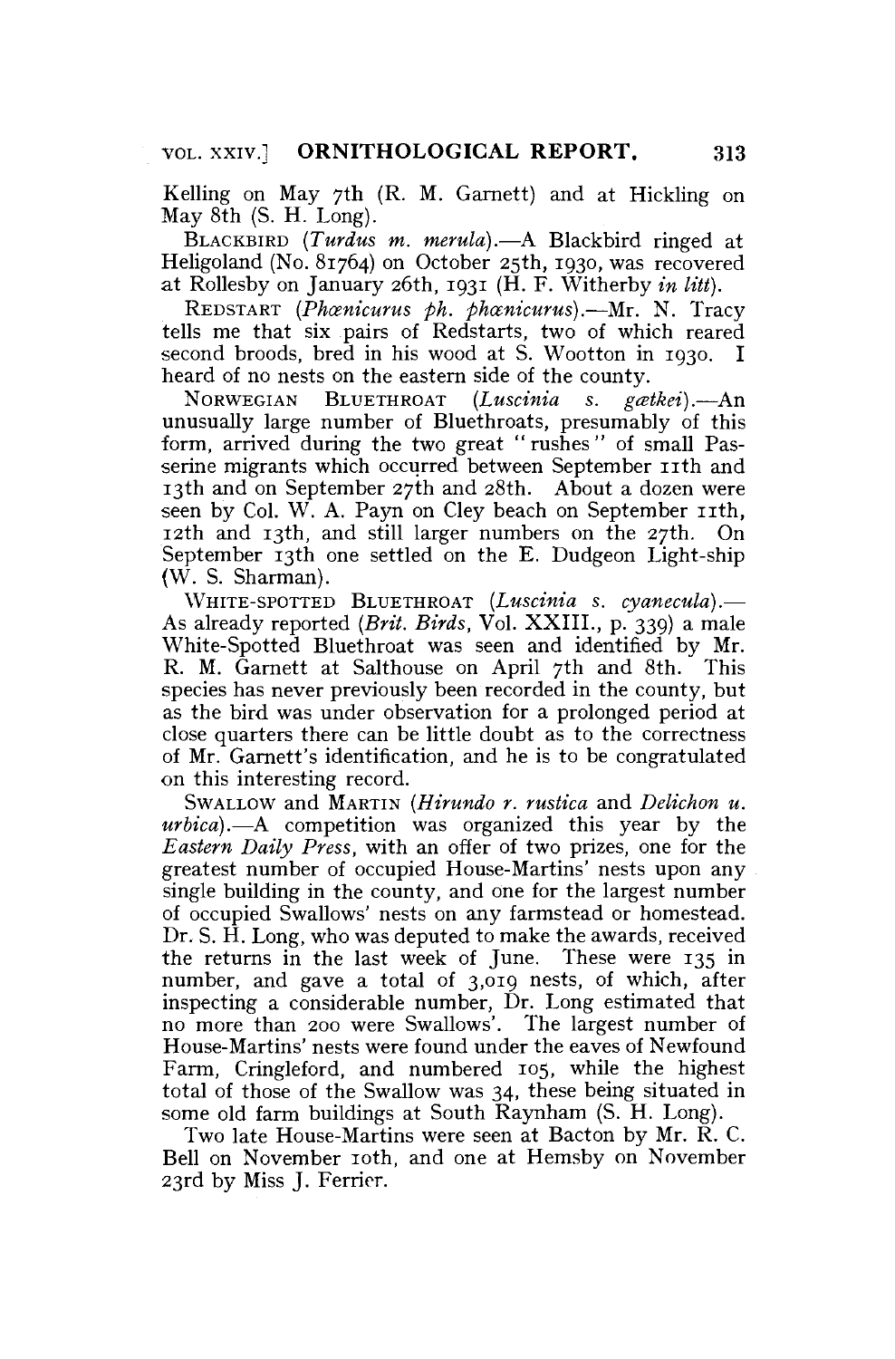Kelling on May 7th (R. M. Garnett) and at Hickling on May 8th (S. H. Long).

BLACKBIRD (*Turdus m. merula*).—A Blackbird ringed at Heligoland (No. 81764) on October 25th, 1930, was recovered at Rollesby on January 26th, 1931 (H. F. Witherby *in litt*).

REDSTART (*Phœnicurus ph. phœnicurus*).—Mr. N. Tracy tells me that six pairs of Redstarts, two of which reared second broods, bred in his wood at S. Wootton in 1930. I heard of no nests on the eastern side of the county.

NORWEGIAN BLUETHROAT (*Luscinia s. gœtkei*).—An unusually large number of Bluethroats, presumably of this form, arrived during the two great "rushes" of small Passerine migrants which occurred between September 11th and 13th and on September 27th and 28th. About a dozen were seen by Col. W. A. Payn on Cley beach on September 11th, 12th and 13th, and still larger numbers on the 27th. On September 13th one settled on the E. Dudgeon Light-ship (W. S. Sharman).

WHITE-SPOTTED BLUETHROAT (*Luscinia s. cyanecula*).—As already reported (*Brit. Birds*, Vol. XXIII., p. 339) a male White-Spotted Bluethroat was seen and identified by Mr. R. M. Garnett at Salthouse on April 7th and 8th. This species has never previously been recorded in the county, but as the bird was under observation for a prolonged period at close quarters there can be little doubt as to the correctness of Mr. Garnett's identification, and he is to be congratulated on this interesting record.

SWALLOW and MARTIN (*Hirundo r. rustica* and *Delichon u. urbica*).—A competition was organized this year by the *Eastern Daily Press*, with an offer of two prizes, one for the greatest number of occupied House-Martins' nests upon any single building in the county, and one for the largest number of occupied Swallows' nests on any farmstead or homestead. Dr. S. H. Long, who was deputed to make the awards, received the returns in the last week of June. These were 135 in number, and gave a total of 3,019 nests, of which, after inspecting a considerable number, Dr. Long estimated that no more than 200 were Swallows'. The largest number of House-Martins' nests were found under the eaves of Newfound Farm, Cringleford, and numbered 105, while the highest total of those of the Swallow was 34, these being situated in some old farm buildings at South Raynham (S. H. Long).

Two late House-Martins were seen at Bacton by Mr. R. C. Bell on November 10th, and one at Hemsby on November 23rd by Miss J. Ferrier.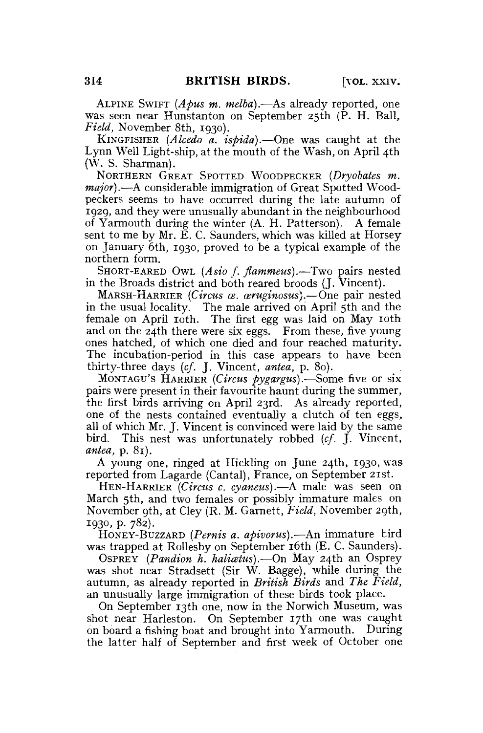ALPINE SWIFT (*Apus m. melba*).—As already reported, one was seen near Hunstanton on September 25th (P. H. Ball, *Field*, November 8th, 1930).

KINGFISHER (*Alcedo a. ispida*).—One was caught at the Lynn Well Light-ship, at the mouth of the Wash, on April 4th (W. S. Sharman).

NORTHERN GREAT SPOTTED WOODPECKER (*Dryobates m. major*).—A considerable immigration of Great Spotted Woodpeckers seems to have occurred during the late autumn of 1929, and they were unusually abundant in the neighbourhood of Yarmouth during the winter (A. H. Patterson). A female sent to me by Mr. E. C. Saunders, which was killed at Horsey on January 6th, 1930, proved to be a typical example of the northern form.

SHORT-EARED OWL (*Asio f. flammeus*).—Two pairs nested in the Broads district and both reared broods (J. Vincent).

MARSH-HARRIER (*Circus æ. æruginosus*).—One pair nested in the usual locality. The male arrived on April 5th and the female on April 10th. The first egg was laid on May 10th and on the 24th there were six eggs. From these, five young ones hatched, of which one died and four reached maturity. The incubation-period in this case appears to have been thirty-three days (*cf.* J. Vincent, *antea*, p. 80).

MONTAGU'S HARRIER (*Circus pygargus*).—Some five or six pairs were present in their favourite haunt during the summer, the first birds arriving on April 23rd. As already reported, one of the nests contained eventually a clutch of ten eggs, all of which Mr. J. Vincent is convinced were laid by the same bird. This nest was unfortunately robbed (*cf.* J. Vincent, *antea*, p. 81).

A young one, ringed at Hickling on June 24th, 1930, was reported from Lagarde (Cantal), France, on September 21st.

HEN-HARRIER (*Circus c. cyaneus*).—A male was seen on March 5th, and two females or possibly immature males on November 9th, at Cley (R. M. Garnett, *Field*, November 29th, 1930, p. 782).

HONEY-BUZZARD (*Pernis a. apivorus*).—An immature bird was trapped at Rollesby on September 16th (E. C. Saunders).

OSPREY (*Pandion h. haliætus*).—On May 24th an Osprey was shot near Stradsett (Sir W. Bagge), while during the autumn, as already reported in *British Birds* and *The Field*, an unusually large immigration of these birds took place.

On September 13th one, now in the Norwich Museum, was shot near Harleston. On September 17th one was caught on board a fishing boat and brought into Yarmouth. During the latter half of September and first week of October one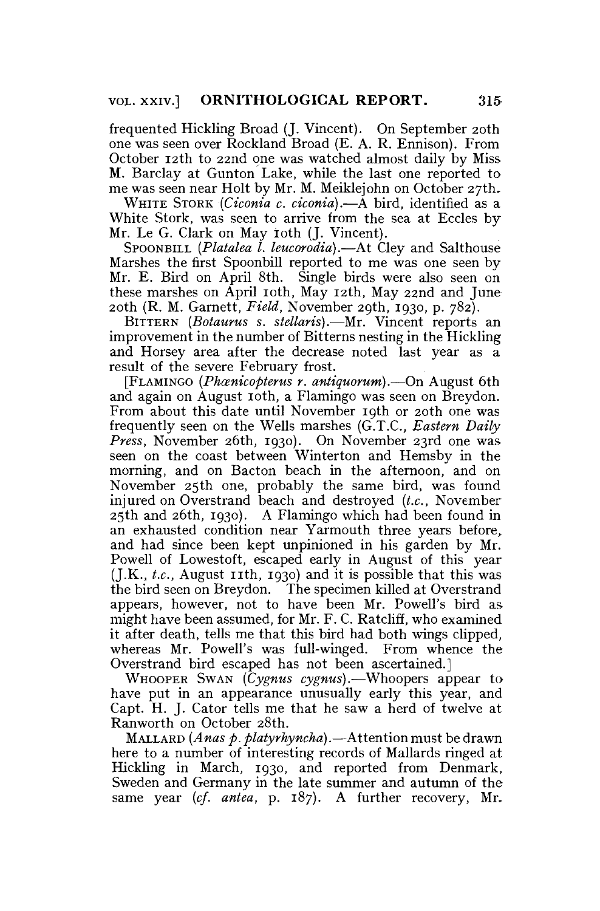frequented Hickling Broad (J. Vincent). On September 20th one was seen over Rockland Broad (E. A. R. Ennison). From October 12th to 22nd one was watched almost daily by Miss M. Barclay at Gunton Lake, while the last one reported to me was seen near Holt by Mr. M. Meiklejohn on October 27th.

WHITE STORK (*Ciconia c. ciconia*).—A bird, identified as a White Stork, was seen to arrive from the sea at Eccles by Mr. Le G. Clark on May 10th (J. Vincent).

SPOONBILL (*Platalea l. leucorodia*).—At Cley and Salthouse Marshes the first Spoonbill reported to me was one seen by Mr. E. Bird on April 8th. Single birds were also seen on these marshes on April 10th, May 12th, May 22nd and June 20th (R. M. Garnett, *Field*, November 29th, 1930, p. 782).

BITTERN (*Botaurus s. stellaris*).—Mr. Vincent reports an improvement in the number of Bitterns nesting in the Hickling and Horsey area after the decrease noted last year as a result of the severe February frost.

[FLAMINGO (*Phœnicopterus r. antiquorum*).—On August 6th and again on August 10th, a Flamingo was seen on Breydon. From about this date until November 19th or 20th one was frequently seen on the Wells marshes (G.T.C., *Eastern Daily Press*, November 26th, 1930). On November 23rd one was seen on the coast between Winterton and Hemsby in the morning, and on Bacton beach in the afternoon, and on November 25th one, probably the same bird, was found injured on Overstrand beach and destroyed (*t.c.*, November 25th and 26th, 1930). A Flamingo which had been found in an exhausted condition near Yarmouth three years before, and had since been kept unpinioned in his garden by Mr. Powell of Lowestoft, escaped early in August of this year (J.K., *t.c.*, August 11th, 1930) and it is possible that this was the bird seen on Breydon. The specimen killed at Overstrand appears, however, not to have been Mr. Powell's bird as might have been assumed, for Mr. F. C. Ratcliff, who examined it after death, tells me that this bird had both wings clipped, whereas Mr. Powell's was full-winged. From whence the Overstrand bird escaped has not been ascertained.]

WHOOPER SWAN (*Cygnus cygnus*).—Whoopers appear to have put in an appearance unusually early this year, and Capt. H. J. Cator tells me that he saw a herd of twelve at Ranworth on October 28th.

MALLARD (*Anas p. platyrhyncha*).—Attention must be drawn here to a number of interesting records of Mallards ringed at Hickling in March, 1930, and reported from Denmark, Sweden and Germany in the late summer and autumn of the same year (*cf. antea*, p. 187). A further recovery, Mr.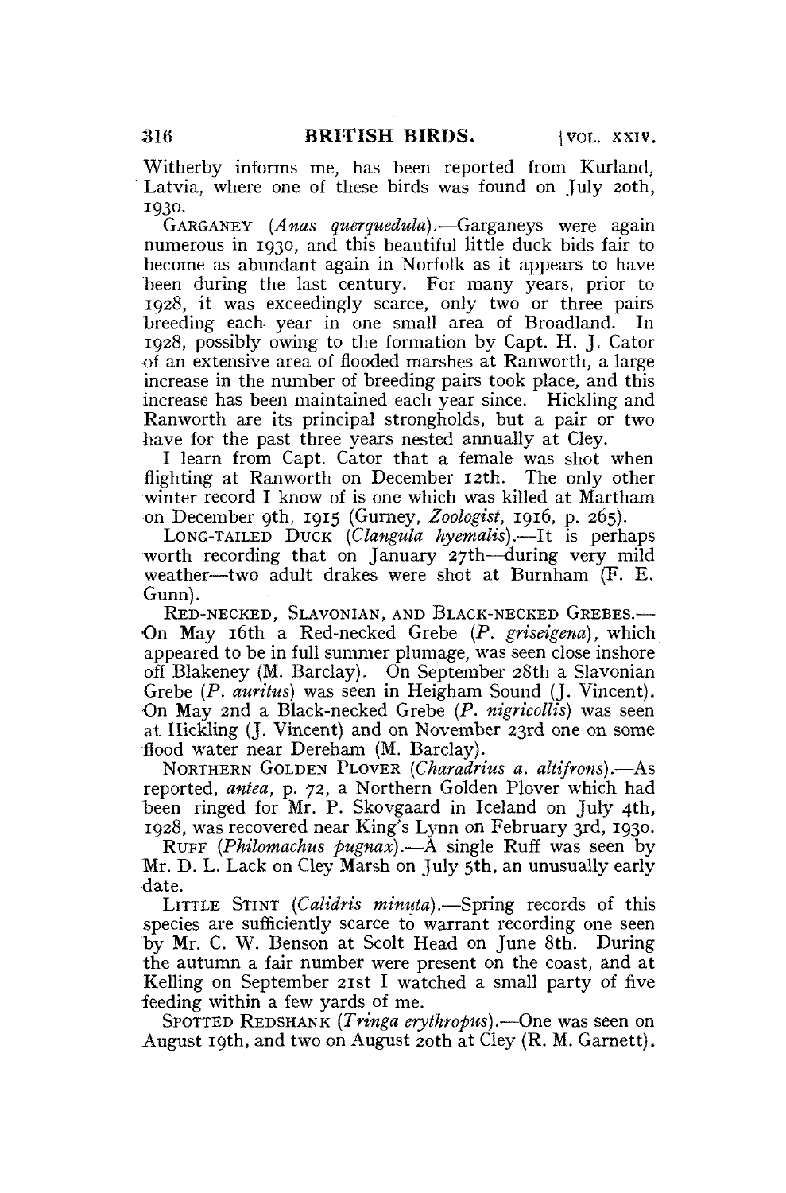Witherby informs me, has been reported from Kurland, Latvia, where one of these birds was found on July 20th, 1930.

GARGANEY (*Anas querquedula*).—Garganeys were again numerous in 1930, and this beautiful little duck bids fair to become as abundant again in Norfolk as it appears to have been during the last century. For many years, prior to 1928, it was exceedingly scarce, only two or three pairs breeding each year in one small area of Broadland. In 1928, possibly owing to the formation by Capt. H. J. Cator of an extensive area of flooded marshes at Ranworth, a large increase in the number of breeding pairs took place, and this increase has been maintained each year since. Hickling and Ranworth are its principal strongholds, but a pair or two have for the past three years nested annually at Cley.

I learn from Capt. Cator that a female was shot when flighting at Ranworth on December 12th. The only other winter record I know of is one which was killed at Martham on December 9th, 1915 (Gurney, *Zoologist*, 1916, p. 265).

LONG-TAILED DUCK (*Clangula hyemalis*).—It is perhaps worth recording that on January 27th—during very mild weather—two adult drakes were shot at Burnham (F. E. Gunn).

RED-NECKED, SLAVONIAN, AND BLACK-NECKED GREBES.—On May 16th a Red-necked Grebe (*P. griseigena*), which appeared to be in full summer plumage, was seen close inshore off Blakeney (M. Barclay). On September 28th a Slavonian Grebe (*P. auritus*) was seen in Heigham Sound (J. Vincent). On May 2nd a Black-necked Grebe (*P. nigricollis*) was seen at Hickling (J. Vincent) and on November 23rd one on some flood water near Dereham (M. Barclay).

NORTHERN GOLDEN PLOVER (*Charadrius a. altifrons*).—As reported, *antea*, p. 72, a Northern Golden Plover which had been ringed for Mr. P. Skovgaard in Iceland on July 4th, 1928, was recovered near King's Lynn on February 3rd, 1930.

RUFF (*Philomachus pugnax*).—A single Ruff was seen by Mr. D. L. Lack on Cley Marsh on July 5th, an unusually early date.

LITTLE STINT (*Calidris minuta*).—Spring records of this species are sufficiently scarce to warrant recording one seen by Mr. C. W. Benson at Scolt Head on June 8th. During the autumn a fair number were present on the coast, and at Kelling on September 21st I watched a small party of five feeding within a few yards of me.

SPOTTED REDSHANK (*Tringa erythropus*).—One was seen on August 19th, and two on August 20th at Cley (R. M. Garnett).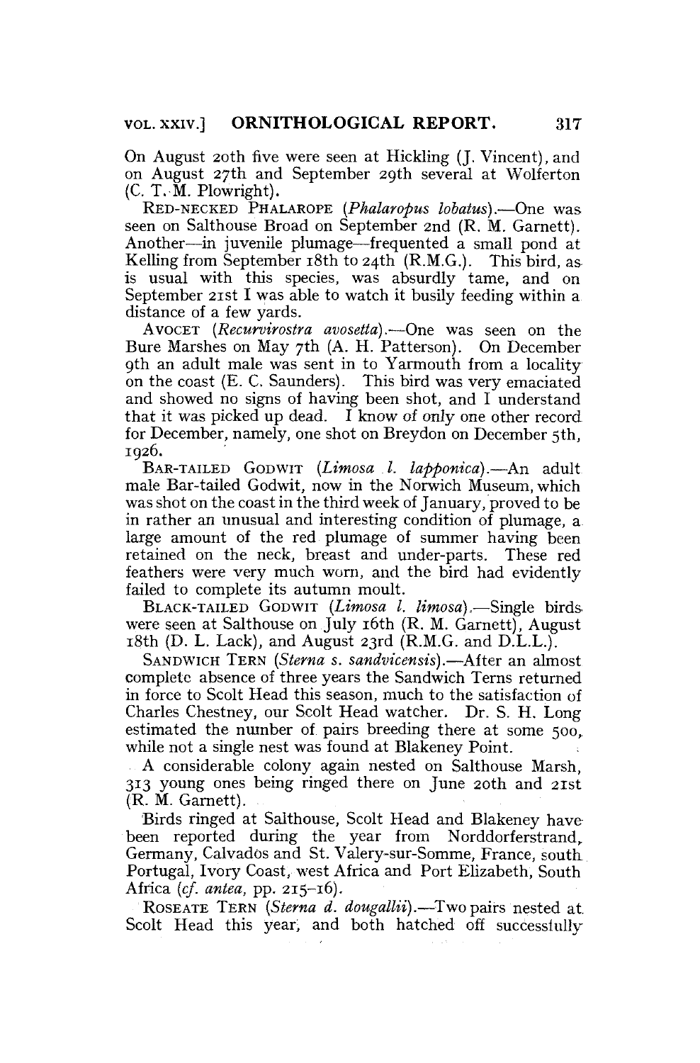On August 20th five were seen at Hickling (J. Vincent), and on August 27th and September 29th several at Wolferton (C. T. M. Plowright).

RED-NECKED PHALAROPE (*Phalaropus lobatus*).—One was seen on Salthouse Broad on September 2nd (R. M. Garnett). Another—in juvenile plumage—frequented a small pond at Kelling from September 18th to 24th (R.M.G.). This bird, as is usual with this species, was absurdly tame, and on September 21st I was able to watch it busily feeding within a distance of a few yards.

AVOCET (*Recurvirostra avosetta*).—One was seen on the Bure Marshes on May 7th (A. H. Patterson). On December 9th an adult male was sent in to Yarmouth from a locality on the coast (E. C. Saunders). This bird was very emaciated and showed no signs of having been shot, and I understand that it was picked up dead. I know of only one other record for December, namely, one shot on Breydon on December 5th, 1926.

BAR-TAILED GODWIT (*Limosa l. lapponica*).—An adult male Bar-tailed Godwit, now in the Norwich Museum, which was shot on the coast in the third week of January, proved to be in rather an unusual and interesting condition of plumage, a large amount of the red plumage of summer having been retained on the neck, breast and under-parts. These red feathers were very much worn, and the bird had evidently failed to complete its autumn moult.

BLACK-TAILED GODWIT (*Limosa l. limosa*).—Single birds were seen at Salthouse on July 16th (R. M. Garnett), August 18th (D. L. Lack), and August 23rd (R.M.G. and D.L.L.).

SANDWICH TERN (*Sterna s. sandvicensis*).—After an almost complete absence of three years the Sandwich Terns returned in force to Scolt Head this season, much to the satisfaction of Charles Chestney, our Scolt Head watcher. Dr. S. H. Long estimated the number of pairs breeding there at some 500, while not a single nest was found at Blakeney Point.

A considerable colony again nested on Salthouse Marsh, 313 young ones being ringed there on June 20th and 21st (R. M. Garnett).

Birds ringed at Salthouse, Scolt Head and Blakeney have been reported during the year from Norddorferstrand, Germany, Calvados and St. Valery-sur-Somme, France, south Portugal, Ivory Coast, west Africa and Port Elizabeth, South Africa (*cf. antea*, pp. 215–16).

ROSEATE TERN (*Sterna d. dougallii*).—Two pairs nested at Scolt Head this year, and both hatched off successfully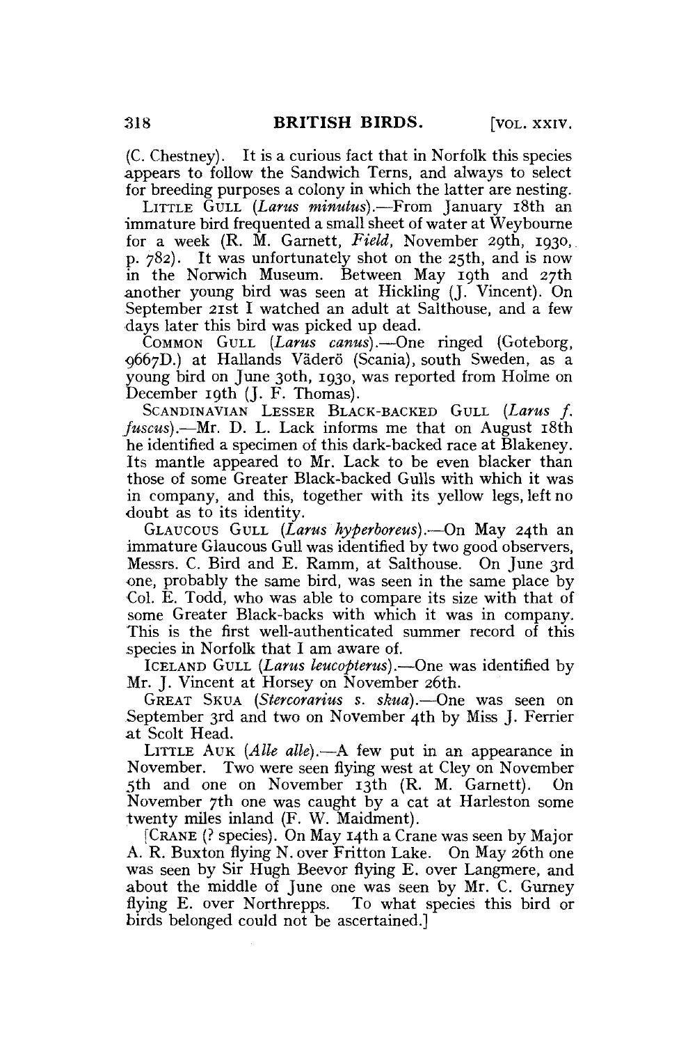(C. Chestney). It is a curious fact that in Norfolk this species appears to follow the Sandwich Terns, and always to select for breeding purposes a colony in which the latter are nesting.

LITTLE GULL (*Larus minutus*).—From January 18th an immature bird frequented a small sheet of water at Weybourne for a week (R. M. Garnett, *Field*, November 29th, 1930, p. 782). It was unfortunately shot on the 25th, and is now in the Norwich Museum. Between May 19th and 27th another young bird was seen at Hickling (J. Vincent). On September 21st I watched an adult at Salthouse, and a few days later this bird was picked up dead.

COMMON GULL (*Larus canus*).—One ringed (Goteborg, 9667D.) at Hallands Väderö (Scania), south Sweden, as a young bird on June 30th, 1930, was reported from Holme on December 19th (J. F. Thomas).

SCANDINAVIAN LESSER BLACK-BACKED GULL (*Larus f. fuscus*).—Mr. D. L. Lack informs me that on August 18th he identified a specimen of this dark-backed race at Blakeney. Its mantle appeared to Mr. Lack to be even blacker than those of some Greater Black-backed Gulls with which it was in company, and this, together with its yellow legs, left no doubt as to its identity.

GLAUCOUS GULL (*Larus hyperboreus*).—On May 24th an immature Glaucous Gull was identified by two good observers, Messrs. C. Bird and E. Ramm, at Salthouse. On June 3rd one, probably the same bird, was seen in the same place by Col. E. Todd, who was able to compare its size with that of some Greater Black-backs with which it was in company. This is the first well-authenticated summer record of this species in Norfolk that I am aware of.

ICELAND GULL (*Larus leucopterus*).—One was identified by Mr. J. Vincent at Horsey on November 26th.

GREAT SKUA (*Stercorarius s. skua*).—One was seen on September 3rd and two on November 4th by Miss J. Ferrier at Scolt Head.

LITTLE AUK (*Alle alle*).—A few put in an appearance in November. Two were seen flying west at Cley on November 5th and one on November 13th (R. M. Garnett). On November 7th one was caught by a cat at Harleston some twenty miles inland (F. W. Maidment).

[CRANE (? species). On May 14th a Crane was seen by Major A. R. Buxton flying N. over Fritton Lake. On May 26th one was seen by Sir Hugh Beevor flying E. over Langmere, and about the middle of June one was seen by Mr. C. Gurney flying E. over Northrepps. To what species this bird or birds belonged could not be ascertained.]